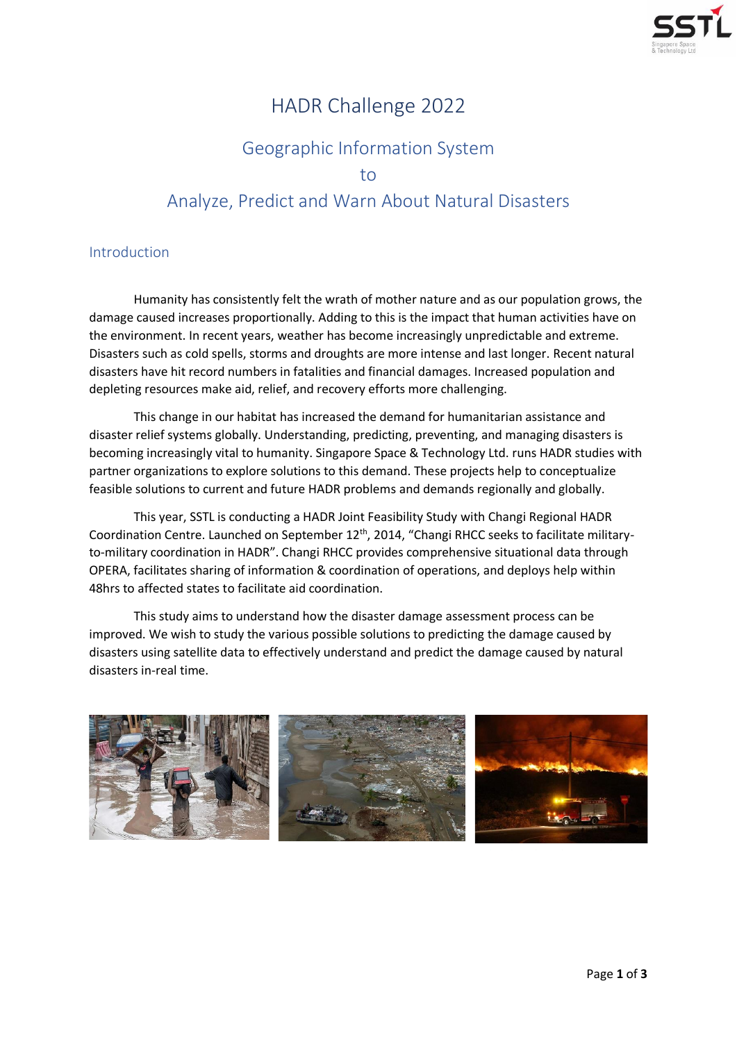# HADR Challenge 2022

## Geographic Information System to Analyze, Predict and Warn About Natural Disasters

### Introduction

Humanity has consistently felt the wrath of mother nature and as our population grows, the damage caused increases proportionally. Adding to this is the impact that human activities have on the environment. In recent years, weather has become increasingly unpredictable and extreme. Disasters such as cold spells, storms and droughts are more intense and last longer. Recent natural disasters have hit record numbers in fatalities and financial damages. Increased population and depleting resources make aid, relief, and recovery efforts more challenging.

This change in our habitat has increased the demand for humanitarian assistance and disaster relief systems globally. Understanding, predicting, preventing, and managing disasters is becoming increasingly vital to humanity. Singapore Space & Technology Ltd. runs HADR studies with partner organizations to explore solutions to this demand. These projects help to conceptualize feasible solutions to current and future HADR problems and demands regionally and globally.

This year, SSTL is conducting a HADR Joint Feasibility Study with Changi Regional HADR Coordination Centre. Launched on September 12th, 2014, "Changi RHCC seeks to facilitate military-to-military coordination in HADR". Changi RHCC provides comprehensive situational data through OPERA, facilitates sharing of information & coordination of operations, and deploys help within 48hrs to affected states to facilitate aid coordination.

This study aims to understand how the disaster damage assessment process can be improved. We wish to study the various possible solutions to predicting the damage caused by disasters using satellite data to effectively understand and predict the damage caused by natural disasters in-real time.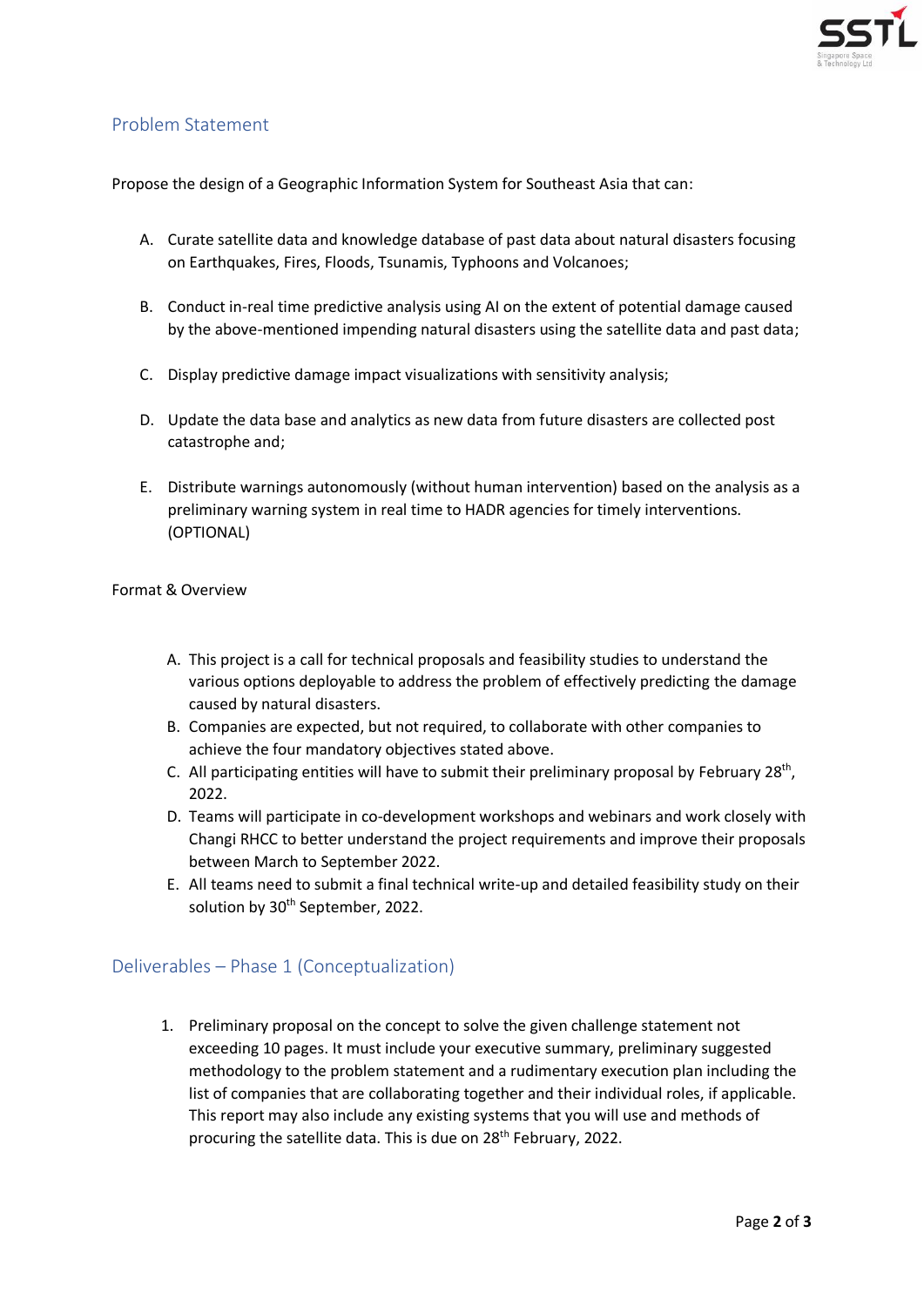## Problem Statement

Propose the design of a Geographic Information System for Southeast Asia that can:

A. Curate satellite data and knowledge database of past data about natural disasters focusing on Earthquakes, Fires, Floods, Tsunamis, Typhoons and Volcanoes;

B. Conduct in-real time predictive analysis using AI on the extent of potential damage caused by the above-mentioned impending natural disasters using the satellite data and past data;

C. Display predictive damage impact visualizations with sensitivity analysis;

D. Update the data base and analytics as new data from future disasters are collected post catastrophe and;

E. Distribute warnings autonomously (without human intervention) based on the analysis as a preliminary warning system in real time to HADR agencies for timely interventions. (OPTIONAL)

Format & Overview

A. This project is a call for technical proposals and feasibility studies to understand the various options deployable to address the problem of effectively predicting the damage caused by natural disasters.
B. Companies are expected, but not required, to collaborate with other companies to achieve the four mandatory objectives stated above.
C. All participating entities will have to submit their preliminary proposal by February 28th, 2022.
D. Teams will participate in co-development workshops and webinars and work closely with Changi RHCC to better understand the project requirements and improve their proposals between March to September 2022.
E. All teams need to submit a final technical write-up and detailed feasibility study on their solution by 30th September, 2022.

## Deliverables – Phase 1 (Conceptualization)

1. Preliminary proposal on the concept to solve the given challenge statement not exceeding 10 pages. It must include your executive summary, preliminary suggested methodology to the problem statement and a rudimentary execution plan including the list of companies that are collaborating together and their individual roles, if applicable. This report may also include any existing systems that you will use and methods of procuring the satellite data. This is due on 28th February, 2022.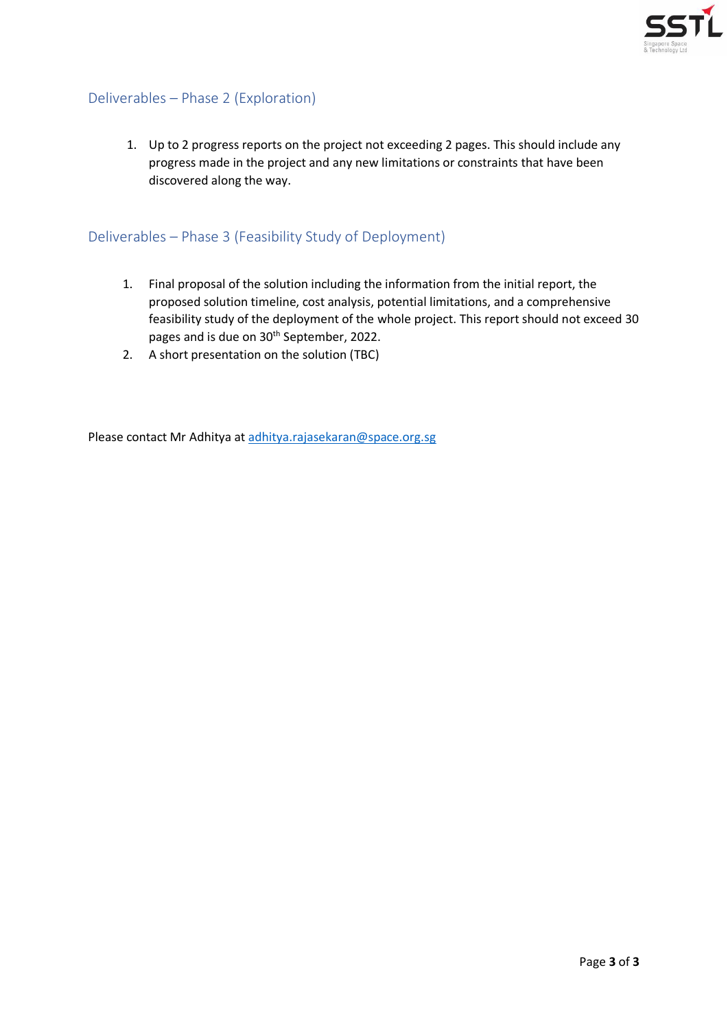## Deliverables – Phase 2 (Exploration)

1. Up to 2 progress reports on the project not exceeding 2 pages. This should include any progress made in the project and any new limitations or constraints that have been discovered along the way.

## Deliverables – Phase 3 (Feasibility Study of Deployment)

1. Final proposal of the solution including the information from the initial report, the proposed solution timeline, cost analysis, potential limitations, and a comprehensive feasibility study of the deployment of the whole project. This report should not exceed 30 pages and is due on 30th September, 2022.
2. A short presentation on the solution (TBC)

Please contact Mr Adhitya at adhitya.rajasekaran@space.org.sg